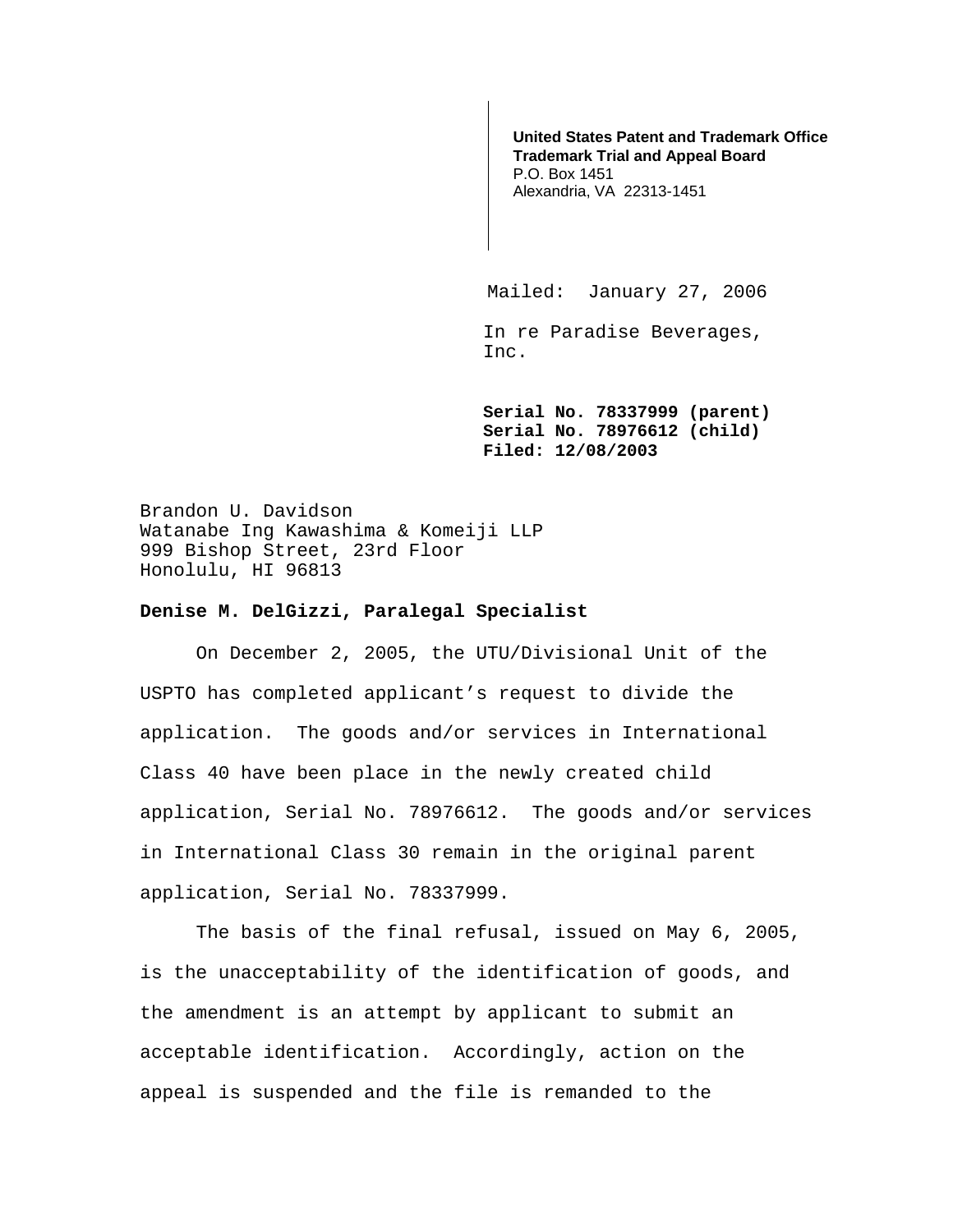**United States Patent and Trademark Office**
**Trademark Trial and Appeal Board**
P.O. Box 1451
Alexandria, VA 22313-1451

Mailed: January 27, 2006

In re Paradise Beverages, Inc.

**Serial No. 78337999 (parent)**
**Serial No. 78976612 (child)**
**Filed: 12/08/2003**

Brandon U. Davidson
Watanabe Ing Kawashima & Komeiji LLP
999 Bishop Street, 23rd Floor
Honolulu, HI 96813

**Denise M. DelGizzi, Paralegal Specialist**

On December 2, 2005, the UTU/Divisional Unit of the USPTO has completed applicant's request to divide the application. The goods and/or services in International Class 40 have been place in the newly created child application, Serial No. 78976612. The goods and/or services in International Class 30 remain in the original parent application, Serial No. 78337999.

The basis of the final refusal, issued on May 6, 2005, is the unacceptability of the identification of goods, and the amendment is an attempt by applicant to submit an acceptable identification. Accordingly, action on the appeal is suspended and the file is remanded to the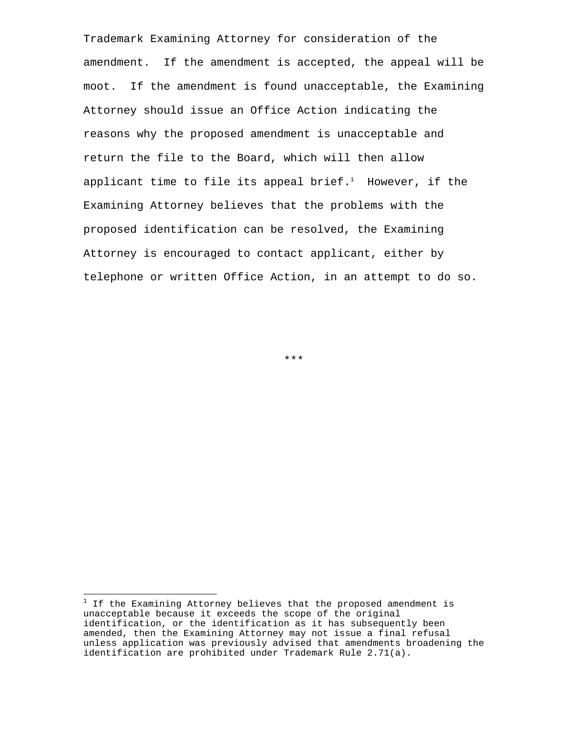Trademark Examining Attorney for consideration of the amendment. If the amendment is accepted, the appeal will be moot. If the amendment is found unacceptable, the Examining Attorney should issue an Office Action indicating the reasons why the proposed amendment is unacceptable and return the file to the Board, which will then allow applicant time to file its appeal brief.[1] However, if the Examining Attorney believes that the problems with the proposed identification can be resolved, the Examining Attorney is encouraged to contact applicant, either by telephone or written Office Action, in an attempt to do so.

***

---

[1] If the Examining Attorney believes that the proposed amendment is unacceptable because it exceeds the scope of the original identification, or the identification as it has subsequently been amended, then the Examining Attorney may not issue a final refusal unless application was previously advised that amendments broadening the identification are prohibited under Trademark Rule 2.71(a).